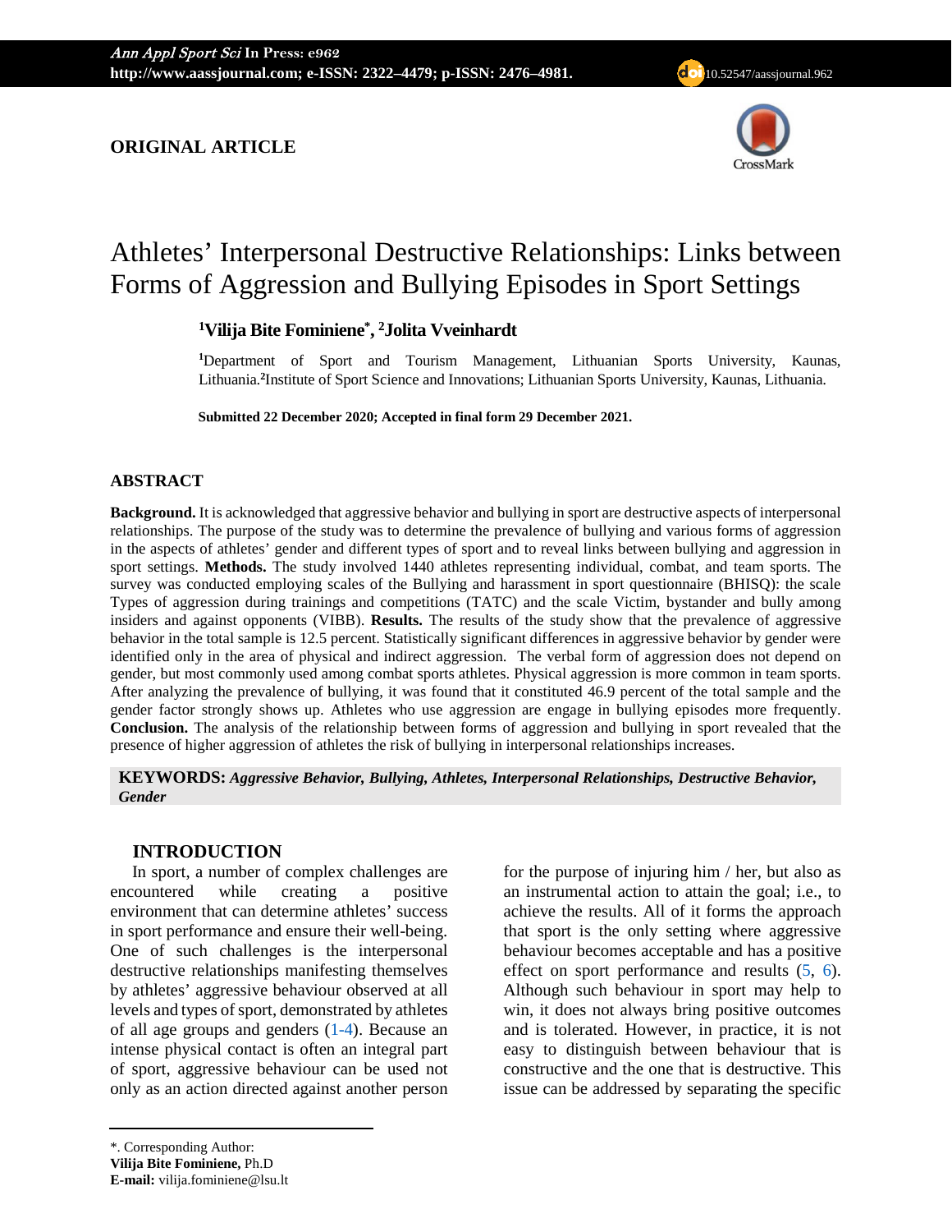**ORIGINAL ARTICLE**

# Athletes' Interpersonal Destructive Relationships: Links between Forms of Aggression and Bullying Episodes in Sport Settings

**[1]Vilija Bite Fominiene\*, [2]Jolita Vveinhardt**

[1]Department of Sport and Tourism Management, Lithuanian Sports University, Kaunas, Lithuania.[2]Institute of Sport Science and Innovations; Lithuanian Sports University, Kaunas, Lithuania.

**Submitted 22 December 2020; Accepted in final form 29 December 2021.**

## ABSTRACT

**Background.** It is acknowledged that aggressive behavior and bullying in sport are destructive aspects of interpersonal relationships. The purpose of the study was to determine the prevalence of bullying and various forms of aggression in the aspects of athletes' gender and different types of sport and to reveal links between bullying and aggression in sport settings. **Methods.** The study involved 1440 athletes representing individual, combat, and team sports. The survey was conducted employing scales of the Bullying and harassment in sport questionnaire (BHISQ): the scale Types of aggression during trainings and competitions (TATC) and the scale Victim, bystander and bully among insiders and against opponents (VIBB). **Results.** The results of the study show that the prevalence of aggressive behavior in the total sample is 12.5 percent. Statistically significant differences in aggressive behavior by gender were identified only in the area of physical and indirect aggression. The verbal form of aggression does not depend on gender, but most commonly used among combat sports athletes. Physical aggression is more common in team sports. After analyzing the prevalence of bullying, it was found that it constituted 46.9 percent of the total sample and the gender factor strongly shows up. Athletes who use aggression are engage in bullying episodes more frequently. **Conclusion.** The analysis of the relationship between forms of aggression and bullying in sport revealed that the presence of higher aggression of athletes the risk of bullying in interpersonal relationships increases.

**KEYWORDS:** ***Aggressive Behavior, Bullying, Athletes, Interpersonal Relationships, Destructive Behavior, Gender***

## INTRODUCTION

In sport, a number of complex challenges are encountered while creating a positive environment that can determine athletes' success in sport performance and ensure their well-being. One of such challenges is the interpersonal destructive relationships manifesting themselves by athletes' aggressive behaviour observed at all levels and types of sport, demonstrated by athletes of all age groups and genders (1-4). Because an intense physical contact is often an integral part of sport, aggressive behaviour can be used not only as an action directed against another person for the purpose of injuring him / her, but also as an instrumental action to attain the goal; i.e., to achieve the results. All of it forms the approach that sport is the only setting where aggressive behaviour becomes acceptable and has a positive effect on sport performance and results (5, 6). Although such behaviour in sport may help to win, it does not always bring positive outcomes and is tolerated. However, in practice, it is not easy to distinguish between behaviour that is constructive and the one that is destructive. This issue can be addressed by separating the specific

\*. Corresponding Author:
**Vilija Bite Fominiene,** Ph.D
**E-mail:** vilija.fominiene@lsu.lt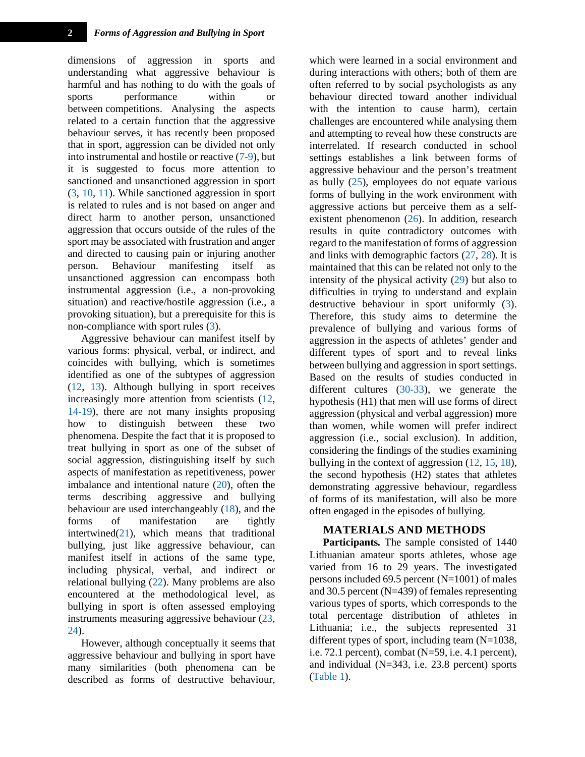dimensions of aggression in sports and understanding what aggressive behaviour is harmful and has nothing to do with the goals of sports performance within or between competitions. Analysing the aspects related to a certain function that the aggressive behaviour serves, it has recently been proposed that in sport, aggression can be divided not only into instrumental and hostile or reactive (7-9), but it is suggested to focus more attention to sanctioned and unsanctioned aggression in sport (3, 10, 11). While sanctioned aggression in sport is related to rules and is not based on anger and direct harm to another person, unsanctioned aggression that occurs outside of the rules of the sport may be associated with frustration and anger and directed to causing pain or injuring another person. Behaviour manifesting itself as unsanctioned aggression can encompass both instrumental aggression (i.e., a non-provoking situation) and reactive/hostile aggression (i.e., a provoking situation), but a prerequisite for this is non-compliance with sport rules (3).

Aggressive behaviour can manifest itself by various forms: physical, verbal, or indirect, and coincides with bullying, which is sometimes identified as one of the subtypes of aggression (12, 13). Although bullying in sport receives increasingly more attention from scientists (12, 14-19), there are not many insights proposing how to distinguish between these two phenomena. Despite the fact that it is proposed to treat bullying in sport as one of the subset of social aggression, distinguishing itself by such aspects of manifestation as repetitiveness, power imbalance and intentional nature (20), often the terms describing aggressive and bullying behaviour are used interchangeably (18), and the forms of manifestation are tightly intertwined(21), which means that traditional bullying, just like aggressive behaviour, can manifest itself in actions of the same type, including physical, verbal, and indirect or relational bullying (22). Many problems are also encountered at the methodological level, as bullying in sport is often assessed employing instruments measuring aggressive behaviour (23, 24).

However, although conceptually it seems that aggressive behaviour and bullying in sport have many similarities (both phenomena can be described as forms of destructive behaviour, which were learned in a social environment and during interactions with others; both of them are often referred to by social psychologists as any behaviour directed toward another individual with the intention to cause harm), certain challenges are encountered while analysing them and attempting to reveal how these constructs are interrelated. If research conducted in school settings establishes a link between forms of aggressive behaviour and the person's treatment as bully (25), employees do not equate various forms of bullying in the work environment with aggressive actions but perceive them as a self-existent phenomenon (26). In addition, research results in quite contradictory outcomes with regard to the manifestation of forms of aggression and links with demographic factors (27, 28). It is maintained that this can be related not only to the intensity of the physical activity (29) but also to difficulties in trying to understand and explain destructive behaviour in sport uniformly (3). Therefore, this study aims to determine the prevalence of bullying and various forms of aggression in the aspects of athletes' gender and different types of sport and to reveal links between bullying and aggression in sport settings. Based on the results of studies conducted in different cultures (30-33), we generate the hypothesis (H1) that men will use forms of direct aggression (physical and verbal aggression) more than women, while women will prefer indirect aggression (i.e., social exclusion). In addition, considering the findings of the studies examining bullying in the context of aggression (12, 15, 18), the second hypothesis (H2) states that athletes demonstrating aggressive behaviour, regardless of forms of its manifestation, will also be more often engaged in the episodes of bullying.

## MATERIALS AND METHODS

**Participants.** The sample consisted of 1440 Lithuanian amateur sports athletes, whose age varied from 16 to 29 years. The investigated persons included 69.5 percent (N=1001) of males and 30.5 percent (N=439) of females representing various types of sports, which corresponds to the total percentage distribution of athletes in Lithuania; i.e., the subjects represented 31 different types of sport, including team (N=1038, i.e. 72.1 percent), combat (N=59, i.e. 4.1 percent), and individual (N=343, i.e. 23.8 percent) sports (Table 1).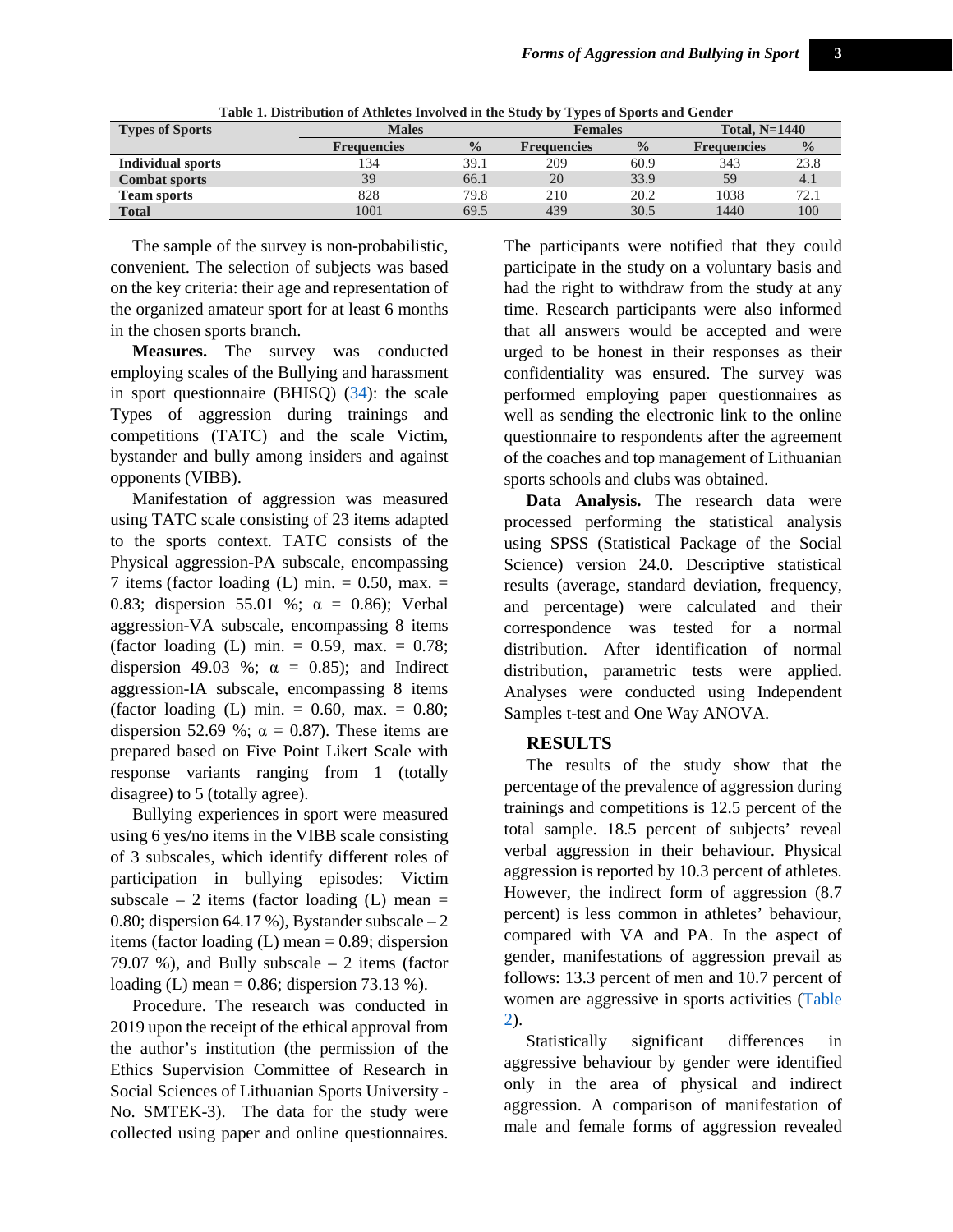**Table 1. Distribution of Athletes Involved in the Study by Types of Sports and Gender**

| Types of Sports | Males | | Females | | Total, N=1440 | |
|---|---|---|---|---|---|---|
| | Frequencies | % | Frequencies | % | Frequencies | % |
| **Individual sports** | 134 | 39.1 | 209 | 60.9 | 343 | 23.8 |
| **Combat sports** | 39 | 66.1 | 20 | 33.9 | 59 | 4.1 |
| **Team sports** | 828 | 79.8 | 210 | 20.2 | 1038 | 72.1 |
| **Total** | 1001 | 69.5 | 439 | 30.5 | 1440 | 100 |

The sample of the survey is non-probabilistic, convenient. The selection of subjects was based on the key criteria: their age and representation of the organized amateur sport for at least 6 months in the chosen sports branch.

**Measures.** The survey was conducted employing scales of the Bullying and harassment in sport questionnaire (BHISQ) (34): the scale Types of aggression during trainings and competitions (TATC) and the scale Victim, bystander and bully among insiders and against opponents (VIBB).

Manifestation of aggression was measured using TATC scale consisting of 23 items adapted to the sports context. TATC consists of the Physical aggression-PA subscale, encompassing 7 items (factor loading (L) min. = 0.50, max. = 0.83; dispersion 55.01 %; α = 0.86); Verbal aggression-VA subscale, encompassing 8 items (factor loading (L) min. = 0.59, max. = 0.78; dispersion 49.03 %; α = 0.85); and Indirect aggression-IA subscale, encompassing 8 items (factor loading (L) min. = 0.60, max. = 0.80; dispersion 52.69 %; α = 0.87). These items are prepared based on Five Point Likert Scale with response variants ranging from 1 (totally disagree) to 5 (totally agree).

Bullying experiences in sport were measured using 6 yes/no items in the VIBB scale consisting of 3 subscales, which identify different roles of participation in bullying episodes: Victim subscale – 2 items (factor loading (L) mean = 0.80; dispersion 64.17 %), Bystander subscale – 2 items (factor loading (L) mean = 0.89; dispersion 79.07 %), and Bully subscale – 2 items (factor loading (L) mean = 0.86; dispersion 73.13 %).

Procedure. The research was conducted in 2019 upon the receipt of the ethical approval from the author's institution (the permission of the Ethics Supervision Committee of Research in Social Sciences of Lithuanian Sports University - No. SMTEK-3). The data for the study were collected using paper and online questionnaires. The participants were notified that they could participate in the study on a voluntary basis and had the right to withdraw from the study at any time. Research participants were also informed that all answers would be accepted and were urged to be honest in their responses as their confidentiality was ensured. The survey was performed employing paper questionnaires as well as sending the electronic link to the online questionnaire to respondents after the agreement of the coaches and top management of Lithuanian sports schools and clubs was obtained.

**Data Analysis.** The research data were processed performing the statistical analysis using SPSS (Statistical Package of the Social Science) version 24.0. Descriptive statistical results (average, standard deviation, frequency, and percentage) were calculated and their correspondence was tested for a normal distribution. After identification of normal distribution, parametric tests were applied. Analyses were conducted using Independent Samples t-test and One Way ANOVA.

## RESULTS

The results of the study show that the percentage of the prevalence of aggression during trainings and competitions is 12.5 percent of the total sample. 18.5 percent of subjects' reveal verbal aggression in their behaviour. Physical aggression is reported by 10.3 percent of athletes. However, the indirect form of aggression (8.7 percent) is less common in athletes' behaviour, compared with VA and PA. In the aspect of gender, manifestations of aggression prevail as follows: 13.3 percent of men and 10.7 percent of women are aggressive in sports activities (Table 2).

Statistically significant differences in aggressive behaviour by gender were identified only in the area of physical and indirect aggression. A comparison of manifestation of male and female forms of aggression revealed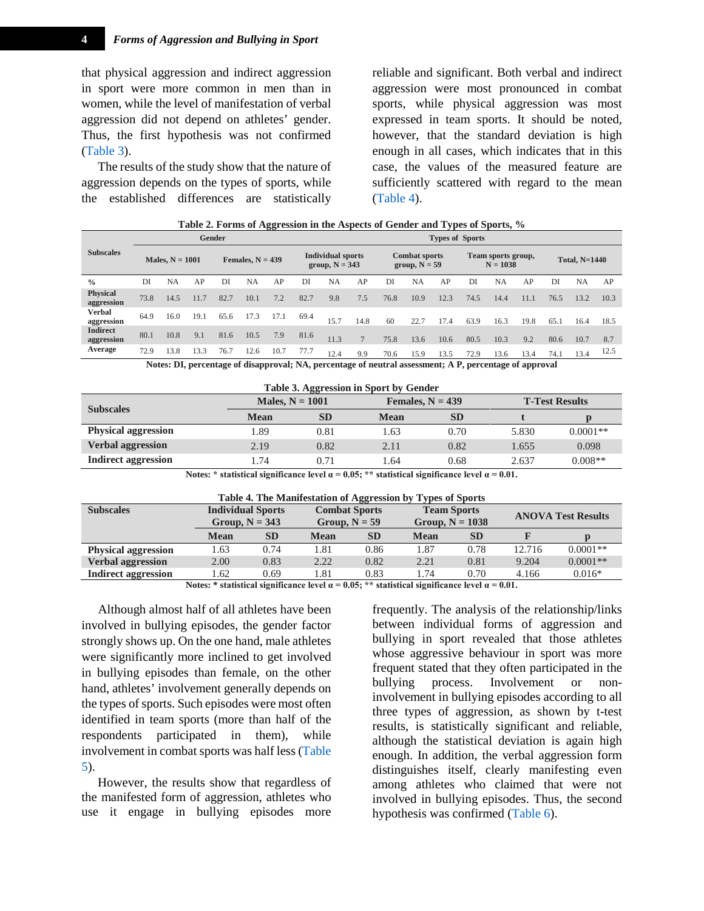that physical aggression and indirect aggression in sport were more common in men than in women, while the level of manifestation of verbal aggression did not depend on athletes' gender. Thus, the first hypothesis was not confirmed (Table 3).

The results of the study show that the nature of aggression depends on the types of sports, while the established differences are statistically reliable and significant. Both verbal and indirect aggression were most pronounced in combat sports, while physical aggression was most expressed in team sports. It should be noted, however, that the standard deviation is high enough in all cases, which indicates that in this case, the values of the measured feature are sufficiently scattered with regard to the mean (Table 4).

**Table 2. Forms of Aggression in the Aspects of Gender and Types of Sports, %**

| Subscales | Gender | | | | | | Types of Sports | | | | | | | | | | | |
|---|---|---|---|---|---|---|---|---|---|---|---|---|---|---|---|---|---|---|
| | Males, N = 1001 | | | Females, N = 439 | | | Individual sports group, N = 343 | | | Combat sports group, N = 59 | | | Team sports group, N = 1038 | | | Total, N=1440 | | |
| % | DI | NA | AP | DI | NA | AP | DI | NA | AP | DI | NA | AP | DI | NA | AP | DI | NA | AP |
| Physical aggression | 73.8 | 14.5 | 11.7 | 82.7 | 10.1 | 7.2 | 82.7 | 9.8 | 7.5 | 76.8 | 10.9 | 12.3 | 74.5 | 14.4 | 11.1 | 76.5 | 13.2 | 10.3 |
| Verbal aggression | 64.9 | 16.0 | 19.1 | 65.6 | 17.3 | 17.1 | 69.4 | 15.7 | 14.8 | 60 | 22.7 | 17.4 | 63.9 | 16.3 | 19.8 | 65.1 | 16.4 | 18.5 |
| Indirect aggression | 80.1 | 10.8 | 9.1 | 81.6 | 10.5 | 7.9 | 81.6 | 11.3 | 7 | 75.8 | 13.6 | 10.6 | 80.5 | 10.3 | 9.2 | 80.6 | 10.7 | 8.7 |
| Average | 72.9 | 13.8 | 13.3 | 76.7 | 12.6 | 10.7 | 77.7 | 12.4 | 9.9 | 70.6 | 15.9 | 13.5 | 72.9 | 13.6 | 13.4 | 74.1 | 13.4 | 12.5 |

**Notes: DI, percentage of disapproval; NA, percentage of neutral assessment; A P, percentage of approval**

**Table 3. Aggression in Sport by Gender**

| Subscales | Males, N = 1001 | | Females, N = 439 | | T-Test Results | |
|---|---|---|---|---|---|---|
| | Mean | SD | Mean | SD | t | p |
| Physical aggression | 1.89 | 0.81 | 1.63 | 0.70 | 5.830 | 0.0001** |
| Verbal aggression | 2.19 | 0.82 | 2.11 | 0.82 | 1.655 | 0.098 |
| Indirect aggression | 1.74 | 0.71 | 1.64 | 0.68 | 2.637 | 0.008** |

**Notes: * statistical significance level α = 0.05; ** statistical significance level α = 0.01.**

**Table 4. The Manifestation of Aggression by Types of Sports**

| Subscales | Individual Sports Group, N = 343 | | Combat Sports Group, N = 59 | | Team Sports Group, N = 1038 | | ANOVA Test Results | |
|---|---|---|---|---|---|---|---|---|
| | Mean | SD | Mean | SD | Mean | SD | F | p |
| Physical aggression | 1.63 | 0.74 | 1.81 | 0.86 | 1.87 | 0.78 | 12.716 | 0.0001** |
| Verbal aggression | 2.00 | 0.83 | 2.22 | 0.82 | 2.21 | 0.81 | 9.204 | 0.0001** |
| Indirect aggression | 1.62 | 0.69 | 1.81 | 0.83 | 1.74 | 0.70 | 4.166 | 0.016* |

**Notes: * statistical significance level α = 0.05; ** statistical significance level α = 0.01.**

Although almost half of all athletes have been involved in bullying episodes, the gender factor strongly shows up. On the one hand, male athletes were significantly more inclined to get involved in bullying episodes than female, on the other hand, athletes' involvement generally depends on the types of sports. Such episodes were most often identified in team sports (more than half of the respondents participated in them), while involvement in combat sports was half less (Table 5).

However, the results show that regardless of the manifested form of aggression, athletes who use it engage in bullying episodes more frequently. The analysis of the relationship/links between individual forms of aggression and bullying in sport revealed that those athletes whose aggressive behaviour in sport was more frequent stated that they often participated in the bullying process. Involvement or non-involvement in bullying episodes according to all three types of aggression, as shown by t-test results, is statistically significant and reliable, although the statistical deviation is again high enough. In addition, the verbal aggression form distinguishes itself, clearly manifesting even among athletes who claimed that were not involved in bullying episodes. Thus, the second hypothesis was confirmed (Table 6).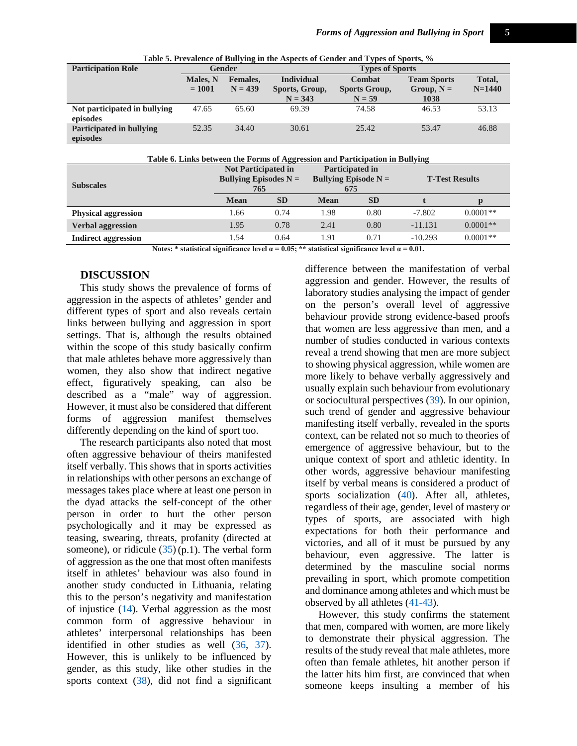**Table 5. Prevalence of Bullying in the Aspects of Gender and Types of Sports, %**

| Participation Role | Gender | | Types of Sports | | | |
|---|---|---|---|---|---|---|
| | Males, N = 1001 | Females, N = 439 | Individual Sports, Group, N = 343 | Combat Sports Group, N = 59 | Team Sports Group, N = 1038 | Total, N=1440 |
| **Not participated in bullying episodes** | 47.65 | 65.60 | 69.39 | 74.58 | 46.53 | 53.13 |
| **Participated in bullying episodes** | 52.35 | 34.40 | 30.61 | 25.42 | 53.47 | 46.88 |

**Table 6. Links between the Forms of Aggression and Participation in Bullying**

| Subscales | Not Participated in Bullying Episodes N = 765 | | Participated in Bullying Episode N = 675 | | T-Test Results | |
|---|---|---|---|---|---|---|
| | Mean | SD | Mean | SD | t | p |
| **Physical aggression** | 1.66 | 0.74 | 1.98 | 0.80 | -7.802 | 0.0001** |
| **Verbal aggression** | 1.95 | 0.78 | 2.41 | 0.80 | -11.131 | 0.0001** |
| **Indirect aggression** | 1.54 | 0.64 | 1.91 | 0.71 | -10.293 | 0.0001** |

**Notes: * statistical significance level α = 0.05; ** statistical significance level α = 0.01.**

## DISCUSSION

This study shows the prevalence of forms of aggression in the aspects of athletes' gender and different types of sport and also reveals certain links between bullying and aggression in sport settings. That is, although the results obtained within the scope of this study basically confirm that male athletes behave more aggressively than women, they also show that indirect negative effect, figuratively speaking, can also be described as a "male" way of aggression. However, it must also be considered that different forms of aggression manifest themselves differently depending on the kind of sport too.

The research participants also noted that most often aggressive behaviour of theirs manifested itself verbally. This shows that in sports activities in relationships with other persons an exchange of messages takes place where at least one person in the dyad attacks the self-concept of the other person in order to hurt the other person psychologically and it may be expressed as teasing, swearing, threats, profanity (directed at someone), or ridicule (35) (p.1). The verbal form of aggression as the one that most often manifests itself in athletes' behaviour was also found in another study conducted in Lithuania, relating this to the person's negativity and manifestation of injustice (14). Verbal aggression as the most common form of aggressive behaviour in athletes' interpersonal relationships has been identified in other studies as well (36, 37). However, this is unlikely to be influenced by gender, as this study, like other studies in the sports context (38), did not find a significant difference between the manifestation of verbal aggression and gender. However, the results of laboratory studies analysing the impact of gender on the person's overall level of aggressive behaviour provide strong evidence-based proofs that women are less aggressive than men, and a number of studies conducted in various contexts reveal a trend showing that men are more subject to showing physical aggression, while women are more likely to behave verbally aggressively and usually explain such behaviour from evolutionary or sociocultural perspectives (39). In our opinion, such trend of gender and aggressive behaviour manifesting itself verbally, revealed in the sports context, can be related not so much to theories of emergence of aggressive behaviour, but to the unique context of sport and athletic identity. In other words, aggressive behaviour manifesting itself by verbal means is considered a product of sports socialization (40). After all, athletes, regardless of their age, gender, level of mastery or types of sports, are associated with high expectations for both their performance and victories, and all of it must be pursued by any behaviour, even aggressive. The latter is determined by the masculine social norms prevailing in sport, which promote competition and dominance among athletes and which must be observed by all athletes (41-43).

However, this study confirms the statement that men, compared with women, are more likely to demonstrate their physical aggression. The results of the study reveal that male athletes, more often than female athletes, hit another person if the latter hits him first, are convinced that when someone keeps insulting a member of his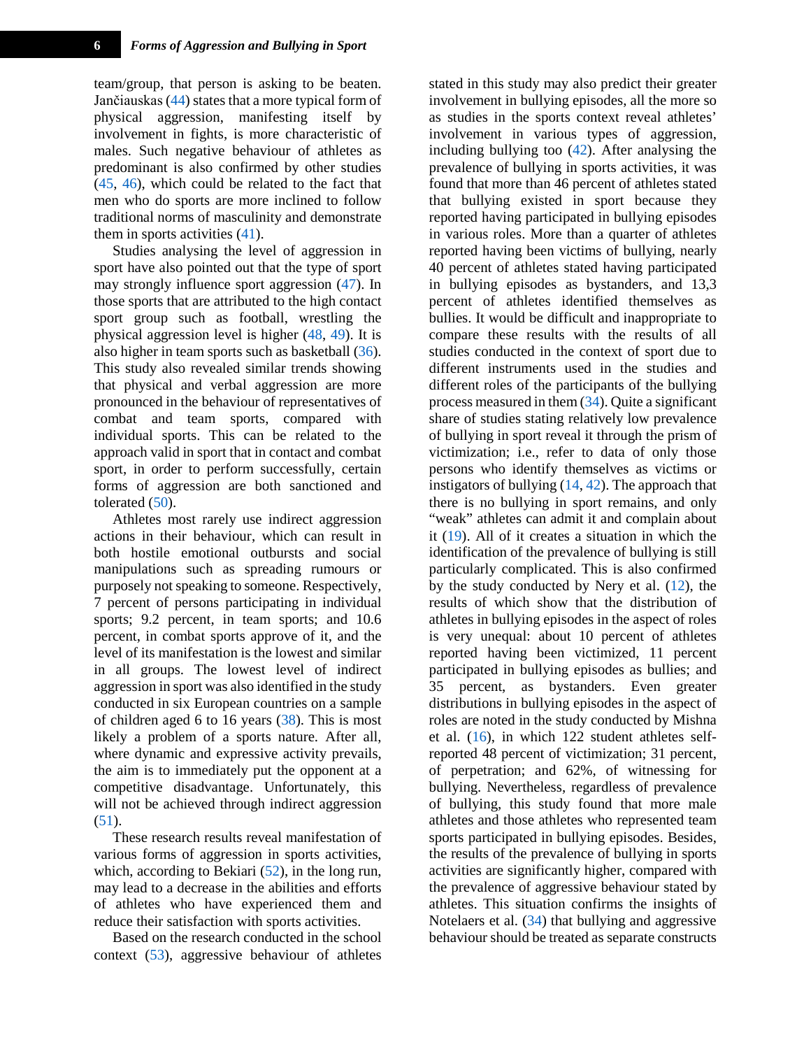team/group, that person is asking to be beaten. Jančiauskas (44) states that a more typical form of physical aggression, manifesting itself by involvement in fights, is more characteristic of males. Such negative behaviour of athletes as predominant is also confirmed by other studies (45, 46), which could be related to the fact that men who do sports are more inclined to follow traditional norms of masculinity and demonstrate them in sports activities (41).

Studies analysing the level of aggression in sport have also pointed out that the type of sport may strongly influence sport aggression (47). In those sports that are attributed to the high contact sport group such as football, wrestling the physical aggression level is higher (48, 49). It is also higher in team sports such as basketball (36). This study also revealed similar trends showing that physical and verbal aggression are more pronounced in the behaviour of representatives of combat and team sports, compared with individual sports. This can be related to the approach valid in sport that in contact and combat sport, in order to perform successfully, certain forms of aggression are both sanctioned and tolerated (50).

Athletes most rarely use indirect aggression actions in their behaviour, which can result in both hostile emotional outbursts and social manipulations such as spreading rumours or purposely not speaking to someone. Respectively, 7 percent of persons participating in individual sports; 9.2 percent, in team sports; and 10.6 percent, in combat sports approve of it, and the level of its manifestation is the lowest and similar in all groups. The lowest level of indirect aggression in sport was also identified in the study conducted in six European countries on a sample of children aged 6 to 16 years (38). This is most likely a problem of a sports nature. After all, where dynamic and expressive activity prevails, the aim is to immediately put the opponent at a competitive disadvantage. Unfortunately, this will not be achieved through indirect aggression (51).

These research results reveal manifestation of various forms of aggression in sports activities, which, according to Bekiari (52), in the long run, may lead to a decrease in the abilities and efforts of athletes who have experienced them and reduce their satisfaction with sports activities.

Based on the research conducted in the school context (53), aggressive behaviour of athletes stated in this study may also predict their greater involvement in bullying episodes, all the more so as studies in the sports context reveal athletes' involvement in various types of aggression, including bullying too (42). After analysing the prevalence of bullying in sports activities, it was found that more than 46 percent of athletes stated that bullying existed in sport because they reported having participated in bullying episodes in various roles. More than a quarter of athletes reported having been victims of bullying, nearly 40 percent of athletes stated having participated in bullying episodes as bystanders, and 13,3 percent of athletes identified themselves as bullies. It would be difficult and inappropriate to compare these results with the results of all studies conducted in the context of sport due to different instruments used in the studies and different roles of the participants of the bullying process measured in them (34). Quite a significant share of studies stating relatively low prevalence of bullying in sport reveal it through the prism of victimization; i.e., refer to data of only those persons who identify themselves as victims or instigators of bullying (14, 42). The approach that there is no bullying in sport remains, and only "weak" athletes can admit it and complain about it (19). All of it creates a situation in which the identification of the prevalence of bullying is still particularly complicated. This is also confirmed by the study conducted by Nery et al. (12), the results of which show that the distribution of athletes in bullying episodes in the aspect of roles is very unequal: about 10 percent of athletes reported having been victimized, 11 percent participated in bullying episodes as bullies; and 35 percent, as bystanders. Even greater distributions in bullying episodes in the aspect of roles are noted in the study conducted by Mishna et al. (16), in which 122 student athletes self-reported 48 percent of victimization; 31 percent, of perpetration; and 62%, of witnessing for bullying. Nevertheless, regardless of prevalence of bullying, this study found that more male athletes and those athletes who represented team sports participated in bullying episodes. Besides, the results of the prevalence of bullying in sports activities are significantly higher, compared with the prevalence of aggressive behaviour stated by athletes. This situation confirms the insights of Notelaers et al. (34) that bullying and aggressive behaviour should be treated as separate constructs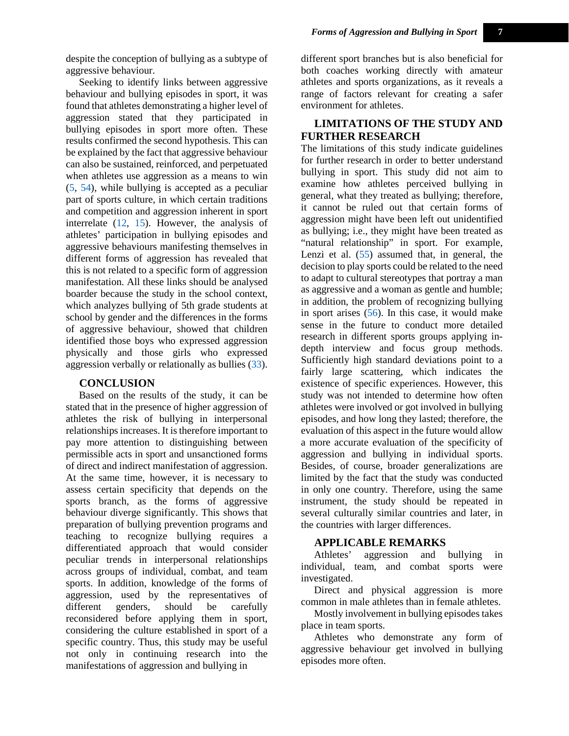despite the conception of bullying as a subtype of aggressive behaviour.

Seeking to identify links between aggressive behaviour and bullying episodes in sport, it was found that athletes demonstrating a higher level of aggression stated that they participated in bullying episodes in sport more often. These results confirmed the second hypothesis. This can be explained by the fact that aggressive behaviour can also be sustained, reinforced, and perpetuated when athletes use aggression as a means to win (5, 54), while bullying is accepted as a peculiar part of sports culture, in which certain traditions and competition and aggression inherent in sport interrelate (12, 15). However, the analysis of athletes' participation in bullying episodes and aggressive behaviours manifesting themselves in different forms of aggression has revealed that this is not related to a specific form of aggression manifestation. All these links should be analysed boarder because the study in the school context, which analyzes bullying of 5th grade students at school by gender and the differences in the forms of aggressive behaviour, showed that children identified those boys who expressed aggression physically and those girls who expressed aggression verbally or relationally as bullies (33).

## CONCLUSION

Based on the results of the study, it can be stated that in the presence of higher aggression of athletes the risk of bullying in interpersonal relationships increases. It is therefore important to pay more attention to distinguishing between permissible acts in sport and unsanctioned forms of direct and indirect manifestation of aggression. At the same time, however, it is necessary to assess certain specificity that depends on the sports branch, as the forms of aggressive behaviour diverge significantly. This shows that preparation of bullying prevention programs and teaching to recognize bullying requires a differentiated approach that would consider peculiar trends in interpersonal relationships across groups of individual, combat, and team sports. In addition, knowledge of the forms of aggression, used by the representatives of different genders, should be carefully reconsidered before applying them in sport, considering the culture established in sport of a specific country. Thus, this study may be useful not only in continuing research into the manifestations of aggression and bullying in different sport branches but is also beneficial for both coaches working directly with amateur athletes and sports organizations, as it reveals a range of factors relevant for creating a safer environment for athletes.

## LIMITATIONS OF THE STUDY AND FURTHER RESEARCH

The limitations of this study indicate guidelines for further research in order to better understand bullying in sport. This study did not aim to examine how athletes perceived bullying in general, what they treated as bullying; therefore, it cannot be ruled out that certain forms of aggression might have been left out unidentified as bullying; i.e., they might have been treated as "natural relationship" in sport. For example, Lenzi et al. (55) assumed that, in general, the decision to play sports could be related to the need to adapt to cultural stereotypes that portray a man as aggressive and a woman as gentle and humble; in addition, the problem of recognizing bullying in sport arises (56). In this case, it would make sense in the future to conduct more detailed research in different sports groups applying in-depth interview and focus group methods. Sufficiently high standard deviations point to a fairly large scattering, which indicates the existence of specific experiences. However, this study was not intended to determine how often athletes were involved or got involved in bullying episodes, and how long they lasted; therefore, the evaluation of this aspect in the future would allow a more accurate evaluation of the specificity of aggression and bullying in individual sports. Besides, of course, broader generalizations are limited by the fact that the study was conducted in only one country. Therefore, using the same instrument, the study should be repeated in several culturally similar countries and later, in the countries with larger differences.

## APPLICABLE REMARKS

Athletes' aggression and bullying in individual, team, and combat sports were investigated.

Direct and physical aggression is more common in male athletes than in female athletes.

Mostly involvement in bullying episodes takes place in team sports.

Athletes who demonstrate any form of aggressive behaviour get involved in bullying episodes more often.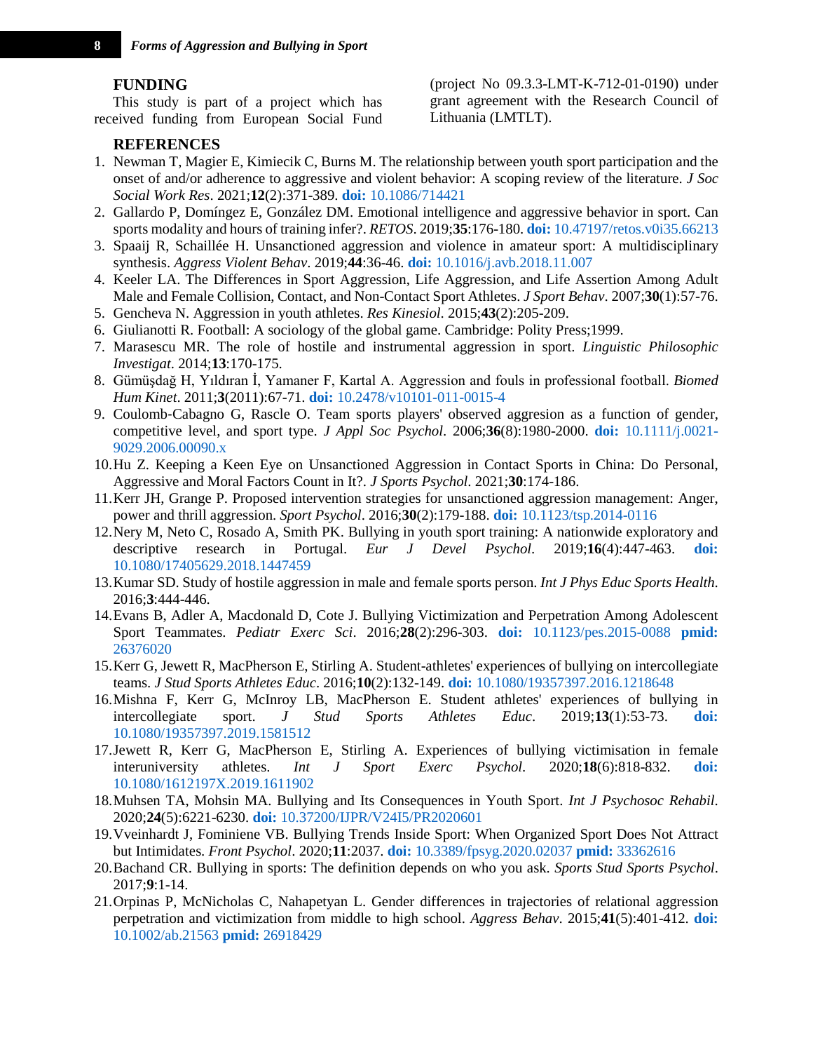## FUNDING

This study is part of a project which has received funding from European Social Fund (project No 09.3.3-LMT-K-712-01-0190) under grant agreement with the Research Council of Lithuania (LMTLT).

## REFERENCES

1. Newman T, Magier E, Kimiecik C, Burns M. The relationship between youth sport participation and the onset of and/or adherence to aggressive and violent behavior: A scoping review of the literature. *J Soc Social Work Res*. 2021;**12**(2):371-389. **doi:** 10.1086/714421
2. Gallardo P, Domíngez E, González DM. Emotional intelligence and aggressive behavior in sport. Can sports modality and hours of training infer?. *RETOS*. 2019;**35**:176-180. **doi:** 10.47197/retos.v0i35.66213
3. Spaaij R, Schaillée H. Unsanctioned aggression and violence in amateur sport: A multidisciplinary synthesis. *Aggress Violent Behav*. 2019;**44**:36-46. **doi:** 10.1016/j.avb.2018.11.007
4. Keeler LA. The Differences in Sport Aggression, Life Aggression, and Life Assertion Among Adult Male and Female Collision, Contact, and Non-Contact Sport Athletes. *J Sport Behav*. 2007;**30**(1):57-76.
5. Gencheva N. Aggression in youth athletes. *Res Kinesiol*. 2015;**43**(2):205-209.
6. Giulianotti R. Football: A sociology of the global game. Cambridge: Polity Press;1999.
7. Marasescu MR. The role of hostile and instrumental aggression in sport. *Linguistic Philosophic Investigat*. 2014;**13**:170-175.
8. Gümüşdağ H, Yıldıran İ, Yamaner F, Kartal A. Aggression and fouls in professional football. *Biomed Hum Kinet*. 2011;**3**(2011):67-71. **doi:** 10.2478/v10101-011-0015-4
9. Coulomb-Cabagno G, Rascle O. Team sports players' observed aggresion as a function of gender, competitive level, and sport type. *J Appl Soc Psychol*. 2006;**36**(8):1980-2000. **doi:** 10.1111/j.0021-9029.2006.00090.x
10. Hu Z. Keeping a Keen Eye on Unsanctioned Aggression in Contact Sports in China: Do Personal, Aggressive and Moral Factors Count in It?. *J Sports Psychol*. 2021;**30**:174-186.
11. Kerr JH, Grange P. Proposed intervention strategies for unsanctioned aggression management: Anger, power and thrill aggression. *Sport Psychol*. 2016;**30**(2):179-188. **doi:** 10.1123/tsp.2014-0116
12. Nery M, Neto C, Rosado A, Smith PK. Bullying in youth sport training: A nationwide exploratory and descriptive research in Portugal. *Eur J Devel Psychol*. 2019;**16**(4):447-463. **doi:** 10.1080/17405629.2018.1447459
13. Kumar SD. Study of hostile aggression in male and female sports person. *Int J Phys Educ Sports Health*. 2016;**3**:444-446.
14. Evans B, Adler A, Macdonald D, Cote J. Bullying Victimization and Perpetration Among Adolescent Sport Teammates. *Pediatr Exerc Sci*. 2016;**28**(2):296-303. **doi:** 10.1123/pes.2015-0088 **pmid:** 26376020
15. Kerr G, Jewett R, MacPherson E, Stirling A. Student-athletes' experiences of bullying on intercollegiate teams. *J Stud Sports Athletes Educ*. 2016;**10**(2):132-149. **doi:** 10.1080/19357397.2016.1218648
16. Mishna F, Kerr G, McInroy LB, MacPherson E. Student athletes' experiences of bullying in intercollegiate sport. *J Stud Sports Athletes Educ*. 2019;**13**(1):53-73. **doi:** 10.1080/19357397.2019.1581512
17. Jewett R, Kerr G, MacPherson E, Stirling A. Experiences of bullying victimisation in female interuniversity athletes. *Int J Sport Exerc Psychol*. 2020;**18**(6):818-832. **doi:** 10.1080/1612197X.2019.1611902
18. Muhsen TA, Mohsin MA. Bullying and Its Consequences in Youth Sport. *Int J Psychosoc Rehabil*. 2020;**24**(5):6221-6230. **doi:** 10.37200/IJPR/V24I5/PR2020601
19. Vveinhardt J, Fominiene VB. Bullying Trends Inside Sport: When Organized Sport Does Not Attract but Intimidates. *Front Psychol*. 2020;**11**:2037. **doi:** 10.3389/fpsyg.2020.02037 **pmid:** 33362616
20. Bachand CR. Bullying in sports: The definition depends on who you ask. *Sports Stud Sports Psychol*. 2017;**9**:1-14.
21. Orpinas P, McNicholas C, Nahapetyan L. Gender differences in trajectories of relational aggression perpetration and victimization from middle to high school. *Aggress Behav*. 2015;**41**(5):401-412. **doi:** 10.1002/ab.21563 **pmid:** 26918429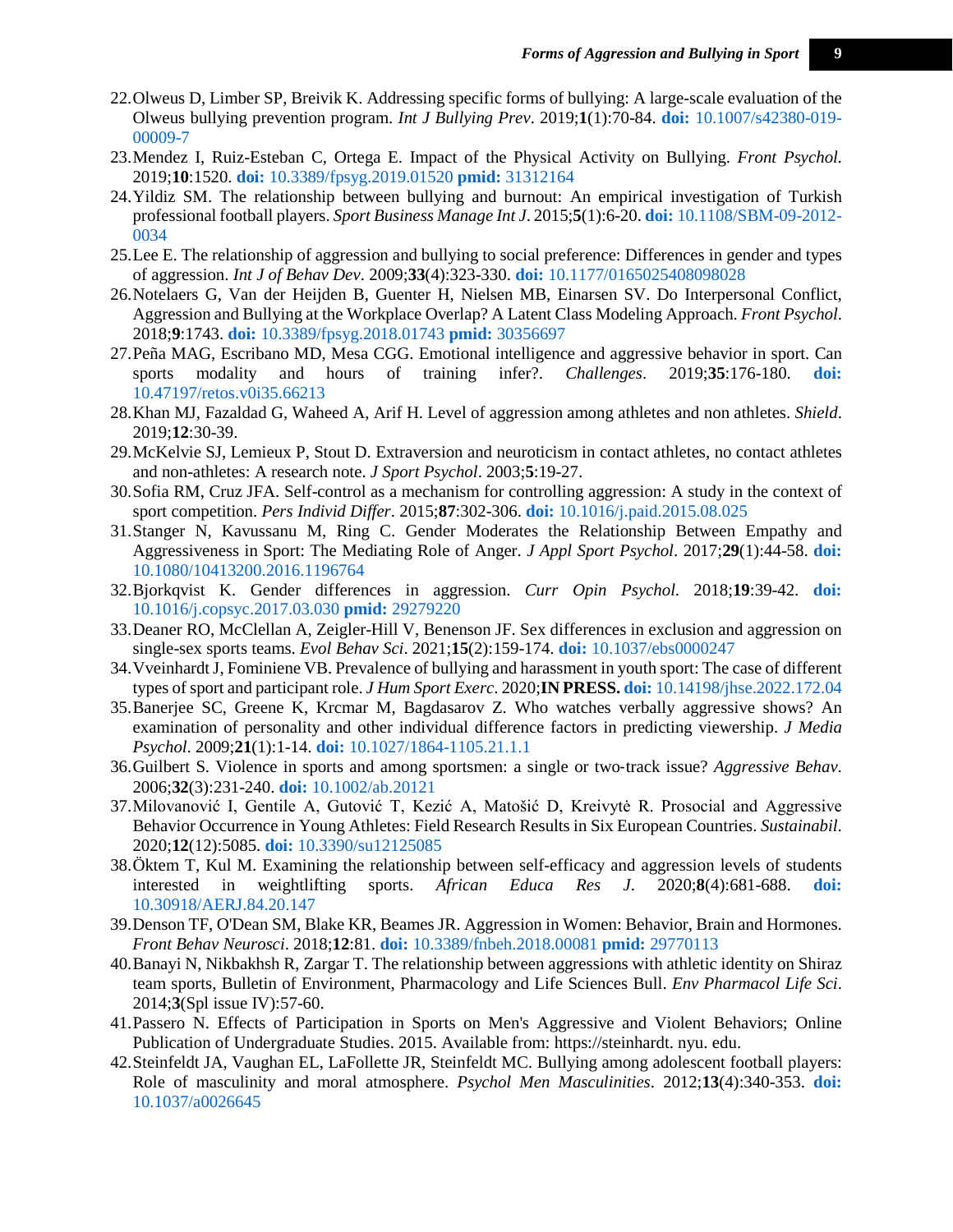22. Olweus D, Limber SP, Breivik K. Addressing specific forms of bullying: A large-scale evaluation of the Olweus bullying prevention program. *Int J Bullying Prev*. 2019;**1**(1):70-84. **doi:** 10.1007/s42380-019-00009-7
23. Mendez I, Ruiz-Esteban C, Ortega E. Impact of the Physical Activity on Bullying. *Front Psychol.* 2019;**10**:1520. **doi:** 10.3389/fpsyg.2019.01520 **pmid:** 31312164
24. Yildiz SM. The relationship between bullying and burnout: An empirical investigation of Turkish professional football players. *Sport Business Manage Int J*. 2015;**5**(1):6-20. **doi:** 10.1108/SBM-09-2012-0034
25. Lee E. The relationship of aggression and bullying to social preference: Differences in gender and types of aggression. *Int J of Behav Dev*. 2009;**33**(4):323-330. **doi:** 10.1177/0165025408098028
26. Notelaers G, Van der Heijden B, Guenter H, Nielsen MB, Einarsen SV. Do Interpersonal Conflict, Aggression and Bullying at the Workplace Overlap? A Latent Class Modeling Approach. *Front Psychol*. 2018;**9**:1743. **doi:** 10.3389/fpsyg.2018.01743 **pmid:** 30356697
27. Peña MAG, Escribano MD, Mesa CGG. Emotional intelligence and aggressive behavior in sport. Can sports modality and hours of training infer?. *Challenges*. 2019;**35**:176-180. **doi:** 10.47197/retos.v0i35.66213
28. Khan MJ, Fazaldad G, Waheed A, Arif H. Level of aggression among athletes and non athletes. *Shield*. 2019;**12**:30-39.
29. McKelvie SJ, Lemieux P, Stout D. Extraversion and neuroticism in contact athletes, no contact athletes and non-athletes: A research note. *J Sport Psychol*. 2003;**5**:19-27.
30. Sofia RM, Cruz JFA. Self-control as a mechanism for controlling aggression: A study in the context of sport competition. *Pers Individ Differ*. 2015;**87**:302-306. **doi:** 10.1016/j.paid.2015.08.025
31. Stanger N, Kavussanu M, Ring C. Gender Moderates the Relationship Between Empathy and Aggressiveness in Sport: The Mediating Role of Anger. *J Appl Sport Psychol*. 2017;**29**(1):44-58. **doi:** 10.1080/10413200.2016.1196764
32. Bjorkqvist K. Gender differences in aggression. *Curr Opin Psychol*. 2018;**19**:39-42. **doi:** 10.1016/j.copsyc.2017.03.030 **pmid:** 29279220
33. Deaner RO, McClellan A, Zeigler-Hill V, Benenson JF. Sex differences in exclusion and aggression on single-sex sports teams. *Evol Behav Sci*. 2021;**15**(2):159-174. **doi:** 10.1037/ebs0000247
34. Vveinhardt J, Fominiene VB. Prevalence of bullying and harassment in youth sport: The case of different types of sport and participant role. *J Hum Sport Exerc*. 2020;**IN PRESS.** **doi:** 10.14198/jhse.2022.172.04
35. Banerjee SC, Greene K, Krcmar M, Bagdasarov Z. Who watches verbally aggressive shows? An examination of personality and other individual difference factors in predicting viewership. *J Media Psychol*. 2009;**21**(1):1-14. **doi:** 10.1027/1864-1105.21.1.1
36. Guilbert S. Violence in sports and among sportsmen: a single or two-track issue? *Aggressive Behav*. 2006;**32**(3):231-240. **doi:** 10.1002/ab.20121
37. Milovanović I, Gentile A, Gutović T, Kezić A, Matošić D, Kreivytė R. Prosocial and Aggressive Behavior Occurrence in Young Athletes: Field Research Results in Six European Countries. *Sustainabil*. 2020;**12**(12):5085. **doi:** 10.3390/su12125085
38. Öktem T, Kul M. Examining the relationship between self-efficacy and aggression levels of students interested in weightlifting sports. *African Educa Res J*. 2020;**8**(4):681-688. **doi:** 10.30918/AERJ.84.20.147
39. Denson TF, O'Dean SM, Blake KR, Beames JR. Aggression in Women: Behavior, Brain and Hormones. *Front Behav Neurosci*. 2018;**12**:81. **doi:** 10.3389/fnbeh.2018.00081 **pmid:** 29770113
40. Banayi N, Nikbakhsh R, Zargar T. The relationship between aggressions with athletic identity on Shiraz team sports, Bulletin of Environment, Pharmacology and Life Sciences Bull. *Env Pharmacol Life Sci*. 2014;**3**(Spl issue IV):57-60.
41. Passero N. Effects of Participation in Sports on Men's Aggressive and Violent Behaviors; Online Publication of Undergraduate Studies. 2015. Available from: https://steinhardt. nyu. edu.
42. Steinfeldt JA, Vaughan EL, LaFollette JR, Steinfeldt MC. Bullying among adolescent football players: Role of masculinity and moral atmosphere. *Psychol Men Masculinities*. 2012;**13**(4):340-353. **doi:** 10.1037/a0026645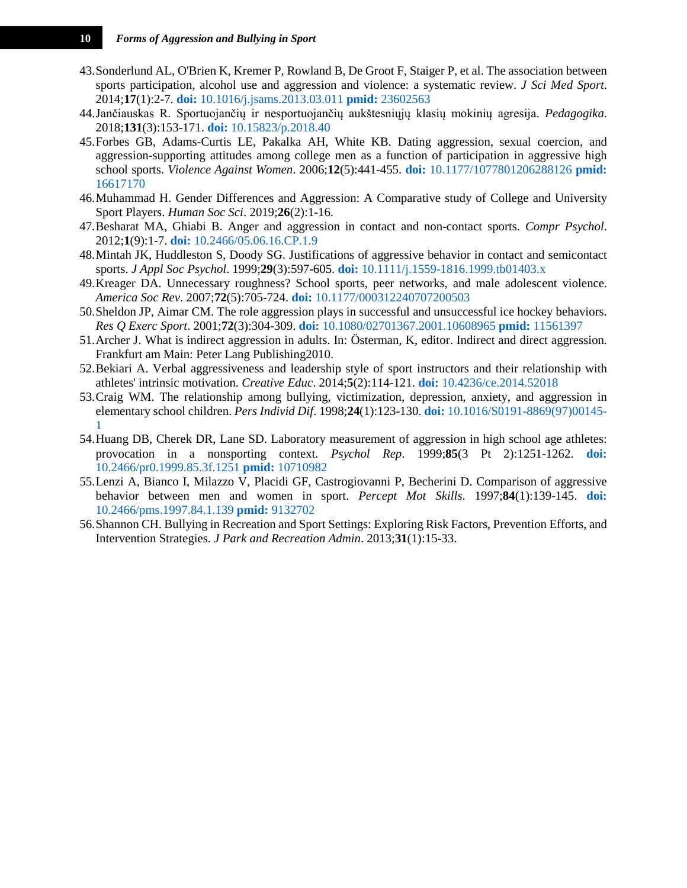43. Sonderlund AL, O'Brien K, Kremer P, Rowland B, De Groot F, Staiger P, et al. The association between sports participation, alcohol use and aggression and violence: a systematic review. *J Sci Med Sport*. 2014;**17**(1):2-7. **doi:** 10.1016/j.jsams.2013.03.011 **pmid:** 23602563
44. Jančiauskas R. Sportuojančių ir nesportuojančių aukštesniųjų klasių mokinių agresija. *Pedagogika*. 2018;**131**(3):153-171. **doi:** 10.15823/p.2018.40
45. Forbes GB, Adams-Curtis LE, Pakalka AH, White KB. Dating aggression, sexual coercion, and aggression-supporting attitudes among college men as a function of participation in aggressive high school sports. *Violence Against Women*. 2006;**12**(5):441-455. **doi:** 10.1177/1077801206288126 **pmid:** 16617170
46. Muhammad H. Gender Differences and Aggression: A Comparative study of College and University Sport Players. *Human Soc Sci*. 2019;**26**(2):1-16.
47. Besharat MA, Ghiabi B. Anger and aggression in contact and non-contact sports. *Compr Psychol*. 2012;**1**(9):1-7. **doi:** 10.2466/05.06.16.CP.1.9
48. Mintah JK, Huddleston S, Doody SG. Justifications of aggressive behavior in contact and semicontact sports. *J Appl Soc Psychol*. 1999;**29**(3):597-605. **doi:** 10.1111/j.1559-1816.1999.tb01403.x
49. Kreager DA. Unnecessary roughness? School sports, peer networks, and male adolescent violence. *America Soc Rev*. 2007;**72**(5):705-724. **doi:** 10.1177/000312240707200503
50. Sheldon JP, Aimar CM. The role aggression plays in successful and unsuccessful ice hockey behaviors. *Res Q Exerc Sport*. 2001;**72**(3):304-309. **doi:** 10.1080/02701367.2001.10608965 **pmid:** 11561397
51. Archer J. What is indirect aggression in adults. In: Österman, K, editor. Indirect and direct aggression. Frankfurt am Main: Peter Lang Publishing2010.
52. Bekiari A. Verbal aggressiveness and leadership style of sport instructors and their relationship with athletes' intrinsic motivation. *Creative Educ*. 2014;**5**(2):114-121. **doi:** 10.4236/ce.2014.52018
53. Craig WM. The relationship among bullying, victimization, depression, anxiety, and aggression in elementary school children. *Pers Individ Dif*. 1998;**24**(1):123-130. **doi:** 10.1016/S0191-8869(97)00145-1
54. Huang DB, Cherek DR, Lane SD. Laboratory measurement of aggression in high school age athletes: provocation in a nonsporting context. *Psychol Rep*. 1999;**85**(3 Pt 2):1251-1262. **doi:** 10.2466/pr0.1999.85.3f.1251 **pmid:** 10710982
55. Lenzi A, Bianco I, Milazzo V, Placidi GF, Castrogiovanni P, Becherini D. Comparison of aggressive behavior between men and women in sport. *Percept Mot Skills*. 1997;**84**(1):139-145. **doi:** 10.2466/pms.1997.84.1.139 **pmid:** 9132702
56. Shannon CH. Bullying in Recreation and Sport Settings: Exploring Risk Factors, Prevention Efforts, and Intervention Strategies. *J Park and Recreation Admin*. 2013;**31**(1):15-33.